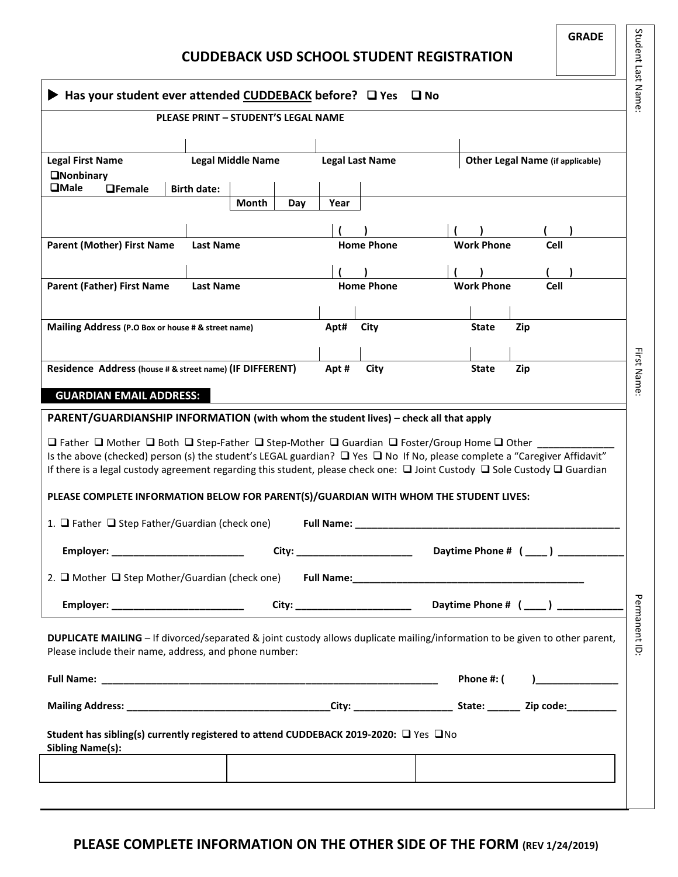# CUDDEBACK USD SCHOOL STUDENT REGISTRATION

**GRADE**

Student Last Name:

First Name:

Permanent ID:

▶ **Has your student ever attended CUDDEBACK before?** ❑ Yes ❑ No

**PLEASE PRINT – STUDENT'S LEGAL NAME**

| | | | |
|---|---|---|---|
| **Legal First Name** | **Legal Middle Name** | **Legal Last Name** | **Other Legal Name (if applicable)** |

❑Nonbinary
❑Male ❑Female **Birth date:** **Month** **Day** **Year**

| | | ( ) | ( ) | ( ) |
|---|---|---|---|---|
| **Parent (Mother) First Name** | **Last Name** | **Home Phone** | **Work Phone** | **Cell** |
| | | ( ) | ( ) | ( ) |
| **Parent (Father) First Name** | **Last Name** | **Home Phone** | **Work Phone** | **Cell** |

| | | | | |
|---|---|---|---|---|
| **Mailing Address (P.O Box or house # & street name)** | **Apt#** | **City** | **State** | **Zip** |
| **Residence Address (house # & street name) (IF DIFFERENT)** | **Apt #** | **City** | **State** | **Zip** |

**GUARDIAN EMAIL ADDRESS:**

**PARENT/GUARDIANSHIP INFORMATION (with whom the student lives) – check all that apply**

❑ Father ❑ Mother ❑ Both ❑ Step-Father ❑ Step-Mother ❑ Guardian ❑ Foster/Group Home ❑ Other ______________

Is the above (checked) person (s) the student's LEGAL guardian? ❑ Yes ❑ No If No, please complete a "Caregiver Affidavit"

If there is a legal custody agreement regarding this student, please check one: ❑ Joint Custody ❑ Sole Custody ❑ Guardian

**PLEASE COMPLETE INFORMATION BELOW FOR PARENT(S)/GUARDIAN WITH WHOM THE STUDENT LIVES:**

1. ❑ Father ❑ Step Father/Guardian (check one) **Full Name:** ______________________________

   **Employer:** ________________________ **City:** _____________________ **Daytime Phone #** ( ____ ) ____________

2. ❑ Mother ❑ Step Mother/Guardian (check one) **Full Name:** ______________________________

   **Employer:** ________________________ **City:** _____________________ **Daytime Phone #** ( ____ ) ____________

**DUPLICATE MAILING** – If divorced/separated & joint custody allows duplicate mailing/information to be given to other parent, Please include their name, address, and phone number:

**Full Name:** ______________________________________________ **Phone #:** ( )_______________

**Mailing Address:** ____________________________________**City:** __________________ **State:** ______ **Zip code:**_________

**Student has sibling(s) currently registered to attend CUDDEBACK 2019-2020:** ❑ Yes ❑No

**Sibling Name(s):**

| | | |
|---|---|---|
| | | |

**PLEASE COMPLETE INFORMATION ON THE OTHER SIDE OF THE FORM (REV 1/24/2019)**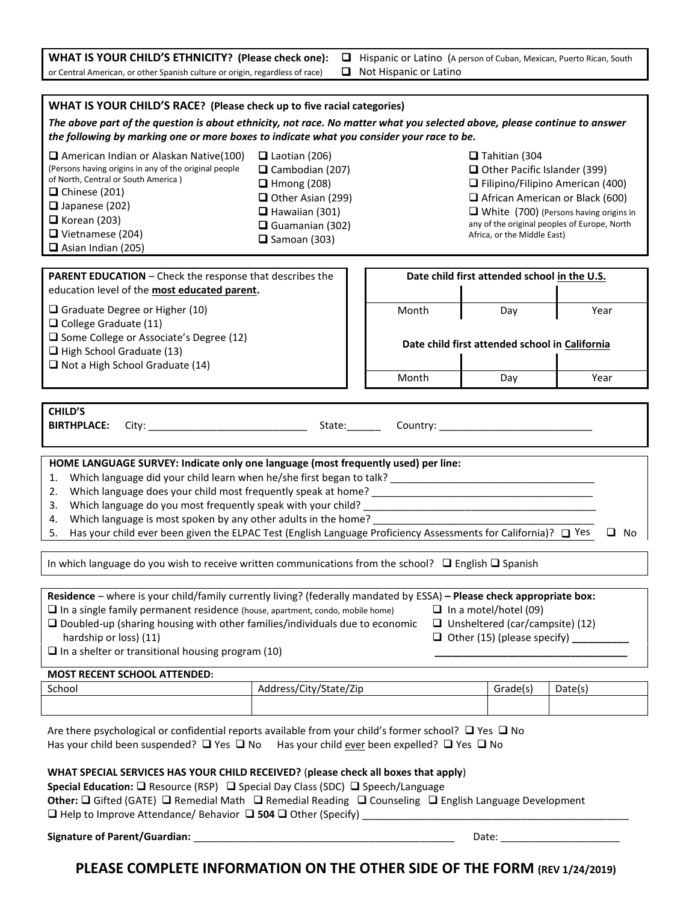**WHAT IS YOUR CHILD'S ETHNICITY? (Please check one):** ❑ Hispanic or Latino (A person of Cuban, Mexican, Puerto Rican, South or Central American, or other Spanish culture or origin, regardless of race) ❑ Not Hispanic or Latino

**WHAT IS YOUR CHILD'S RACE? (Please check up to five racial categories)**

***The above part of the question is about ethnicity, not race. No matter what you selected above, please continue to answer the following by marking one or more boxes to indicate what you consider your race to be.***

- ❑ American Indian or Alaskan Native(100) (Persons having origins in any of the original people of North, Central or South America )
- ❑ Chinese (201)
- ❑ Japanese (202)
- ❑ Korean (203)
- ❑ Vietnamese (204)
- ❑ Asian Indian (205)
- ❑ Laotian (206)
- ❑ Cambodian (207)
- ❑ Hmong (208)
- ❑ Other Asian (299)
- ❑ Hawaiian (301)
- ❑ Guamanian (302)
- ❑ Samoan (303)
- ❑ Tahitian (304
- ❑ Other Pacific Islander (399)
- ❑ Filipino/Filipino American (400)
- ❑ African American or Black (600)
- ❑ White (700) (Persons having origins in any of the original peoples of Europe, North Africa, or the Middle East)

**PARENT EDUCATION** – Check the response that describes the education level of the **most educated parent.**

- ❑ Graduate Degree or Higher (10)
- ❑ College Graduate (11)
- ❑ Some College or Associate's Degree (12)
- ❑ High School Graduate (13)
- ❑ Not a High School Graduate (14)

**Date child first attended school in the U.S.**

| | | |
|---|---|---|
| | | |
| Month | Day | Year |

**Date child first attended school in California**

| | | |
|---|---|---|
| | | |
| Month | Day | Year |

**CHILD'S BIRTHPLACE:** City: ____________________________ State:______ Country: ___________________________

**HOME LANGUAGE SURVEY: Indicate only one language (most frequently used) per line:**

1. Which language did your child learn when he/she first began to talk? ____________________________________
2. Which language does your child most frequently speak at home? _______________________________________
3. Which language do you most frequently speak with your child? _________________________________________
4. Which language is most spoken by any other adults in the home? _______________________________________
5. Has your child ever been given the ELPAC Test (English Language Proficiency Assessments for California)? ❑ Yes ❑ No

In which language do you wish to receive written communications from the school? ❑ English ❑ Spanish

**Residence** – where is your child/family currently living? (federally mandated by ESSA) **– Please check appropriate box:**

- ❑ In a single family permanent residence (house, apartment, condo, mobile home)
- ❑ Doubled-up (sharing housing with other families/individuals due to economic hardship or loss) (11)
- ❑ In a shelter or transitional housing program (10)
- ❑ In a motel/hotel (09)
- ❑ Unsheltered (car/campsite) (12)
- ❑ Other (15) (please specify) __________ ________________________________

**MOST RECENT SCHOOL ATTENDED:**

| School | Address/City/State/Zip | Grade(s) | Date(s) |
|---|---|---|---|
| | | | |

Are there psychological or confidential reports available from your child's former school? ❑ Yes ❑ No

Has your child been suspended? ❑ Yes ❑ No Has your child ever been expelled? ❑ Yes ❑ No

**WHAT SPECIAL SERVICES HAS YOUR CHILD RECEIVED?** (**please check all boxes that apply**)

**Special Education:** ❑ Resource (RSP) ❑ Special Day Class (SDC) ❑ Speech/Language

**Other:** ❑ Gifted (GATE) ❑ Remedial Math ❑ Remedial Reading ❑ Counseling ❑ English Language Development

❑ Help to Improve Attendance/ Behavior ❑ **504** ❑ Other (Specify) _______________________________________________

**Signature of Parent/Guardian:** _______________________________________________ Date: _____________________

## PLEASE COMPLETE INFORMATION ON THE OTHER SIDE OF THE FORM (REV 1/24/2019)